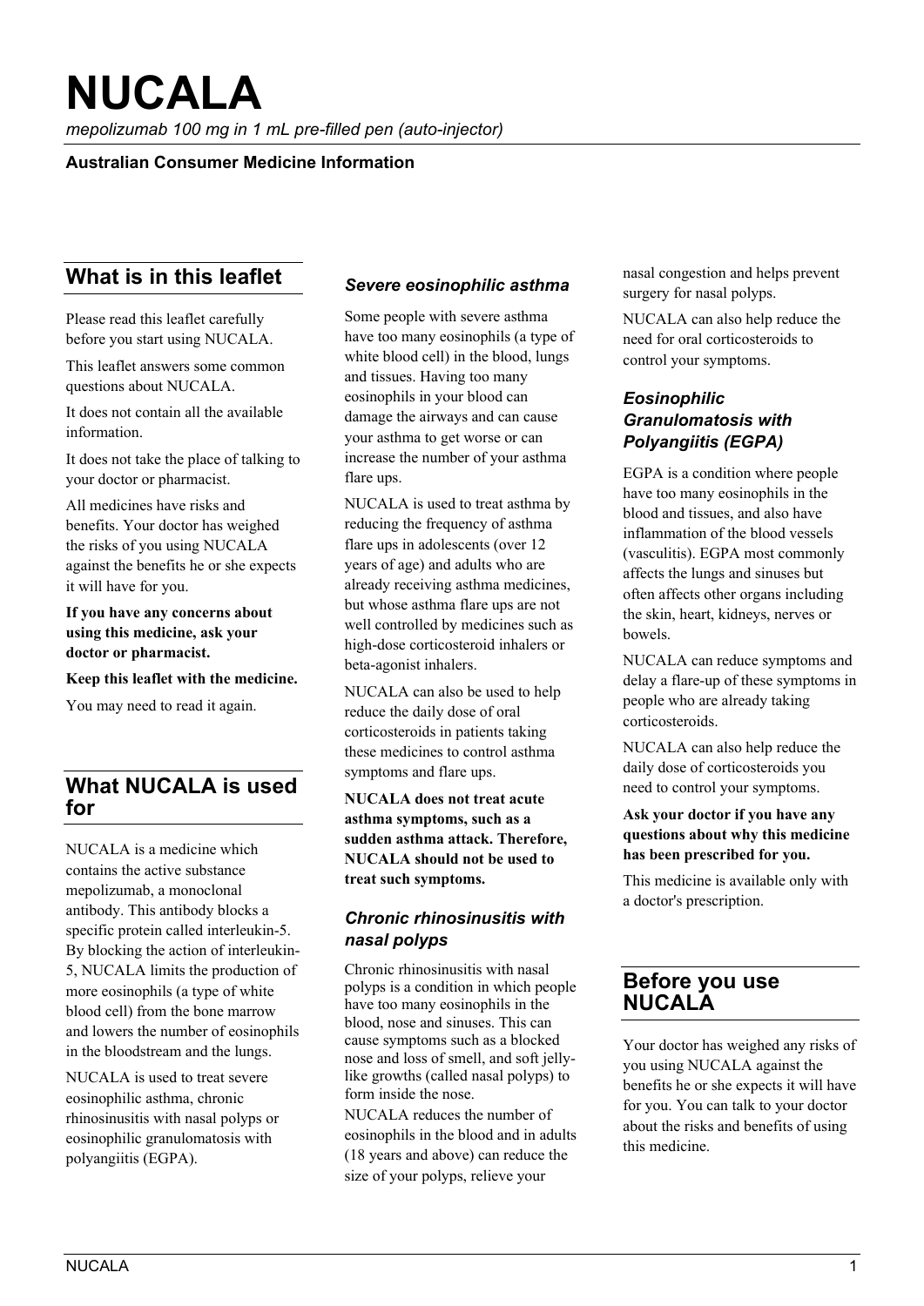# NUCALA

*mepolizumab 100 mg in 1 mL pre-filled pen (auto-injector)*

**Australian Consumer Medicine Information**

## What is in this leaflet

Please read this leaflet carefully before you start using NUCALA.

This leaflet answers some common questions about NUCALA.

It does not contain all the available information.

It does not take the place of talking to your doctor or pharmacist.

All medicines have risks and benefits. Your doctor has weighed the risks of you using NUCALA against the benefits he or she expects it will have for you.

**If you have any concerns about using this medicine, ask your doctor or pharmacist.**

**Keep this leaflet with the medicine.**

You may need to read it again.

## What NUCALA is used for

NUCALA is a medicine which contains the active substance mepolizumab, a monoclonal antibody. This antibody blocks a specific protein called interleukin-5. By blocking the action of interleukin-5, NUCALA limits the production of more eosinophils (a type of white blood cell) from the bone marrow and lowers the number of eosinophils in the bloodstream and the lungs.

NUCALA is used to treat severe eosinophilic asthma, chronic rhinosinusitis with nasal polyps or eosinophilic granulomatosis with polyangiitis (EGPA).

### *Severe eosinophilic asthma*

Some people with severe asthma have too many eosinophils (a type of white blood cell) in the blood, lungs and tissues. Having too many eosinophils in your blood can damage the airways and can cause your asthma to get worse or can increase the number of your asthma flare ups.

NUCALA is used to treat asthma by reducing the frequency of asthma flare ups in adolescents (over 12 years of age) and adults who are already receiving asthma medicines, but whose asthma flare ups are not well controlled by medicines such as high-dose corticosteroid inhalers or beta-agonist inhalers.

NUCALA can also be used to help reduce the daily dose of oral corticosteroids in patients taking these medicines to control asthma symptoms and flare ups.

**NUCALA does not treat acute asthma symptoms, such as a sudden asthma attack. Therefore, NUCALA should not be used to treat such symptoms.**

### *Chronic rhinosinusitis with nasal polyps*

Chronic rhinosinusitis with nasal polyps is a condition in which people have too many eosinophils in the blood, nose and sinuses. This can cause symptoms such as a blocked nose and loss of smell, and soft jelly-like growths (called nasal polyps) to form inside the nose.

NUCALA reduces the number of eosinophils in the blood and in adults (18 years and above) can reduce the size of your polyps, relieve your nasal congestion and helps prevent surgery for nasal polyps.

NUCALA can also help reduce the need for oral corticosteroids to control your symptoms.

### *Eosinophilic Granulomatosis with Polyangiitis (EGPA)*

EGPA is a condition where people have too many eosinophils in the blood and tissues, and also have inflammation of the blood vessels (vasculitis). EGPA most commonly affects the lungs and sinuses but often affects other organs including the skin, heart, kidneys, nerves or bowels.

NUCALA can reduce symptoms and delay a flare-up of these symptoms in people who are already taking corticosteroids.

NUCALA can also help reduce the daily dose of corticosteroids you need to control your symptoms.

**Ask your doctor if you have any questions about why this medicine has been prescribed for you.**

This medicine is available only with a doctor's prescription.

## Before you use NUCALA

Your doctor has weighed any risks of you using NUCALA against the benefits he or she expects it will have for you. You can talk to your doctor about the risks and benefits of using this medicine.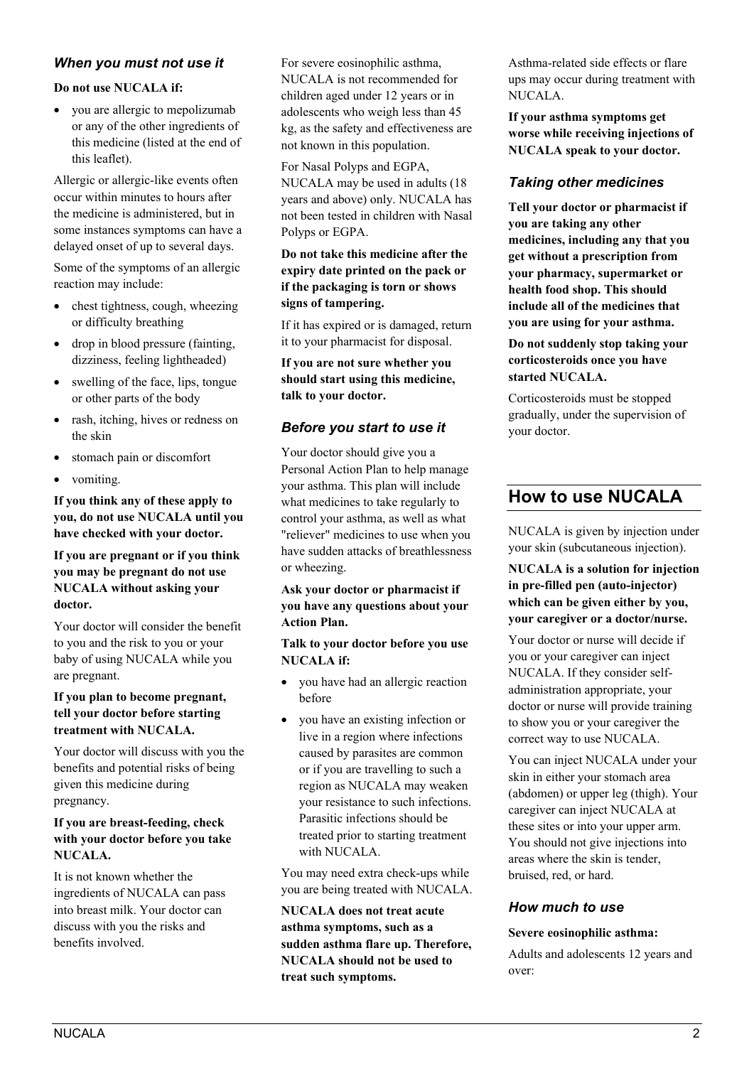### *When you must not use it*

**Do not use NUCALA if:**

- you are allergic to mepolizumab or any of the other ingredients of this medicine (listed at the end of this leaflet).

Allergic or allergic-like events often occur within minutes to hours after the medicine is administered, but in some instances symptoms can have a delayed onset of up to several days.

Some of the symptoms of an allergic reaction may include:

- chest tightness, cough, wheezing or difficulty breathing
- drop in blood pressure (fainting, dizziness, feeling lightheaded)
- swelling of the face, lips, tongue or other parts of the body
- rash, itching, hives or redness on the skin
- stomach pain or discomfort
- vomiting.

**If you think any of these apply to you, do not use NUCALA until you have checked with your doctor.**

**If you are pregnant or if you think you may be pregnant do not use NUCALA without asking your doctor.**

Your doctor will consider the benefit to you and the risk to you or your baby of using NUCALA while you are pregnant.

**If you plan to become pregnant, tell your doctor before starting treatment with NUCALA.**

Your doctor will discuss with you the benefits and potential risks of being given this medicine during pregnancy.

**If you are breast-feeding, check with your doctor before you take NUCALA.**

It is not known whether the ingredients of NUCALA can pass into breast milk. Your doctor can discuss with you the risks and benefits involved.

For severe eosinophilic asthma, NUCALA is not recommended for children aged under 12 years or in adolescents who weigh less than 45 kg, as the safety and effectiveness are not known in this population.

For Nasal Polyps and EGPA, NUCALA may be used in adults (18 years and above) only. NUCALA has not been tested in children with Nasal Polyps or EGPA.

**Do not take this medicine after the expiry date printed on the pack or if the packaging is torn or shows signs of tampering.**

If it has expired or is damaged, return it to your pharmacist for disposal.

**If you are not sure whether you should start using this medicine, talk to your doctor.**

### *Before you start to use it*

Your doctor should give you a Personal Action Plan to help manage your asthma. This plan will include what medicines to take regularly to control your asthma, as well as what "reliever" medicines to use when you have sudden attacks of breathlessness or wheezing.

**Ask your doctor or pharmacist if you have any questions about your Action Plan.**

**Talk to your doctor before you use NUCALA if:**

- you have had an allergic reaction before
- you have an existing infection or live in a region where infections caused by parasites are common or if you are travelling to such a region as NUCALA may weaken your resistance to such infections. Parasitic infections should be treated prior to starting treatment with NUCALA.

You may need extra check-ups while you are being treated with NUCALA.

**NUCALA does not treat acute asthma symptoms, such as a sudden asthma flare up. Therefore, NUCALA should not be used to treat such symptoms.**

Asthma-related side effects or flare ups may occur during treatment with NUCALA.

**If your asthma symptoms get worse while receiving injections of NUCALA speak to your doctor.**

### *Taking other medicines*

**Tell your doctor or pharmacist if you are taking any other medicines, including any that you get without a prescription from your pharmacy, supermarket or health food shop. This should include all of the medicines that you are using for your asthma.**

**Do not suddenly stop taking your corticosteroids once you have started NUCALA.**

Corticosteroids must be stopped gradually, under the supervision of your doctor.

## How to use NUCALA

NUCALA is given by injection under your skin (subcutaneous injection).

**NUCALA is a solution for injection in pre-filled pen (auto-injector) which can be given either by you, your caregiver or a doctor/nurse.**

Your doctor or nurse will decide if you or your caregiver can inject NUCALA. If they consider self-administration appropriate, your doctor or nurse will provide training to show you or your caregiver the correct way to use NUCALA.

You can inject NUCALA under your skin in either your stomach area (abdomen) or upper leg (thigh). Your caregiver can inject NUCALA at these sites or into your upper arm. You should not give injections into areas where the skin is tender, bruised, red, or hard.

### *How much to use*

**Severe eosinophilic asthma:**

Adults and adolescents 12 years and over: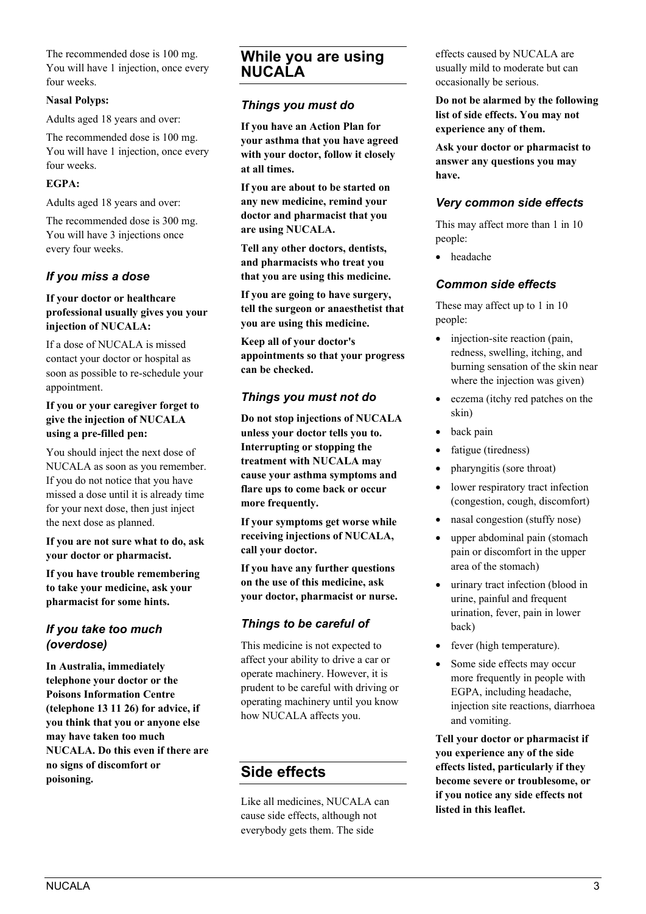The recommended dose is 100 mg. You will have 1 injection, once every four weeks.

**Nasal Polyps:**

Adults aged 18 years and over:

The recommended dose is 100 mg. You will have 1 injection, once every four weeks.

**EGPA:**

Adults aged 18 years and over:

The recommended dose is 300 mg. You will have 3 injections once every four weeks.

### *If you miss a dose*

**If your doctor or healthcare professional usually gives you your injection of NUCALA:**

If a dose of NUCALA is missed contact your doctor or hospital as soon as possible to re-schedule your appointment.

**If you or your caregiver forget to give the injection of NUCALA using a pre-filled pen:**

You should inject the next dose of NUCALA as soon as you remember. If you do not notice that you have missed a dose until it is already time for your next dose, then just inject the next dose as planned.

**If you are not sure what to do, ask your doctor or pharmacist.**

**If you have trouble remembering to take your medicine, ask your pharmacist for some hints.**

### *If you take too much (overdose)*

**In Australia, immediately telephone your doctor or the Poisons Information Centre (telephone 13 11 26) for advice, if you think that you or anyone else may have taken too much NUCALA. Do this even if there are no signs of discomfort or poisoning.**

## While you are using NUCALA

### *Things you must do*

**If you have an Action Plan for your asthma that you have agreed with your doctor, follow it closely at all times.**

**If you are about to be started on any new medicine, remind your doctor and pharmacist that you are using NUCALA.**

**Tell any other doctors, dentists, and pharmacists who treat you that you are using this medicine.**

**If you are going to have surgery, tell the surgeon or anaesthetist that you are using this medicine.**

**Keep all of your doctor's appointments so that your progress can be checked.**

### *Things you must not do*

**Do not stop injections of NUCALA unless your doctor tells you to. Interrupting or stopping the treatment with NUCALA may cause your asthma symptoms and flare ups to come back or occur more frequently.**

**If your symptoms get worse while receiving injections of NUCALA, call your doctor.**

**If you have any further questions on the use of this medicine, ask your doctor, pharmacist or nurse.**

### *Things to be careful of*

This medicine is not expected to affect your ability to drive a car or operate machinery. However, it is prudent to be careful with driving or operating machinery until you know how NUCALA affects you.

## Side effects

Like all medicines, NUCALA can cause side effects, although not everybody gets them. The side effects caused by NUCALA are usually mild to moderate but can occasionally be serious.

**Do not be alarmed by the following list of side effects. You may not experience any of them.**

**Ask your doctor or pharmacist to answer any questions you may have.**

### *Very common side effects*

This may affect more than 1 in 10 people:

- headache

### *Common side effects*

These may affect up to 1 in 10 people:

- injection-site reaction (pain, redness, swelling, itching, and burning sensation of the skin near where the injection was given)
- eczema (itchy red patches on the skin)
- back pain
- fatigue (tiredness)
- pharyngitis (sore throat)
- lower respiratory tract infection (congestion, cough, discomfort)
- nasal congestion (stuffy nose)
- upper abdominal pain (stomach pain or discomfort in the upper area of the stomach)
- urinary tract infection (blood in urine, painful and frequent urination, fever, pain in lower back)
- fever (high temperature).
- Some side effects may occur more frequently in people with EGPA, including headache, injection site reactions, diarrhoea and vomiting.

**Tell your doctor or pharmacist if you experience any of the side effects listed, particularly if they become severe or troublesome, or if you notice any side effects not listed in this leaflet.**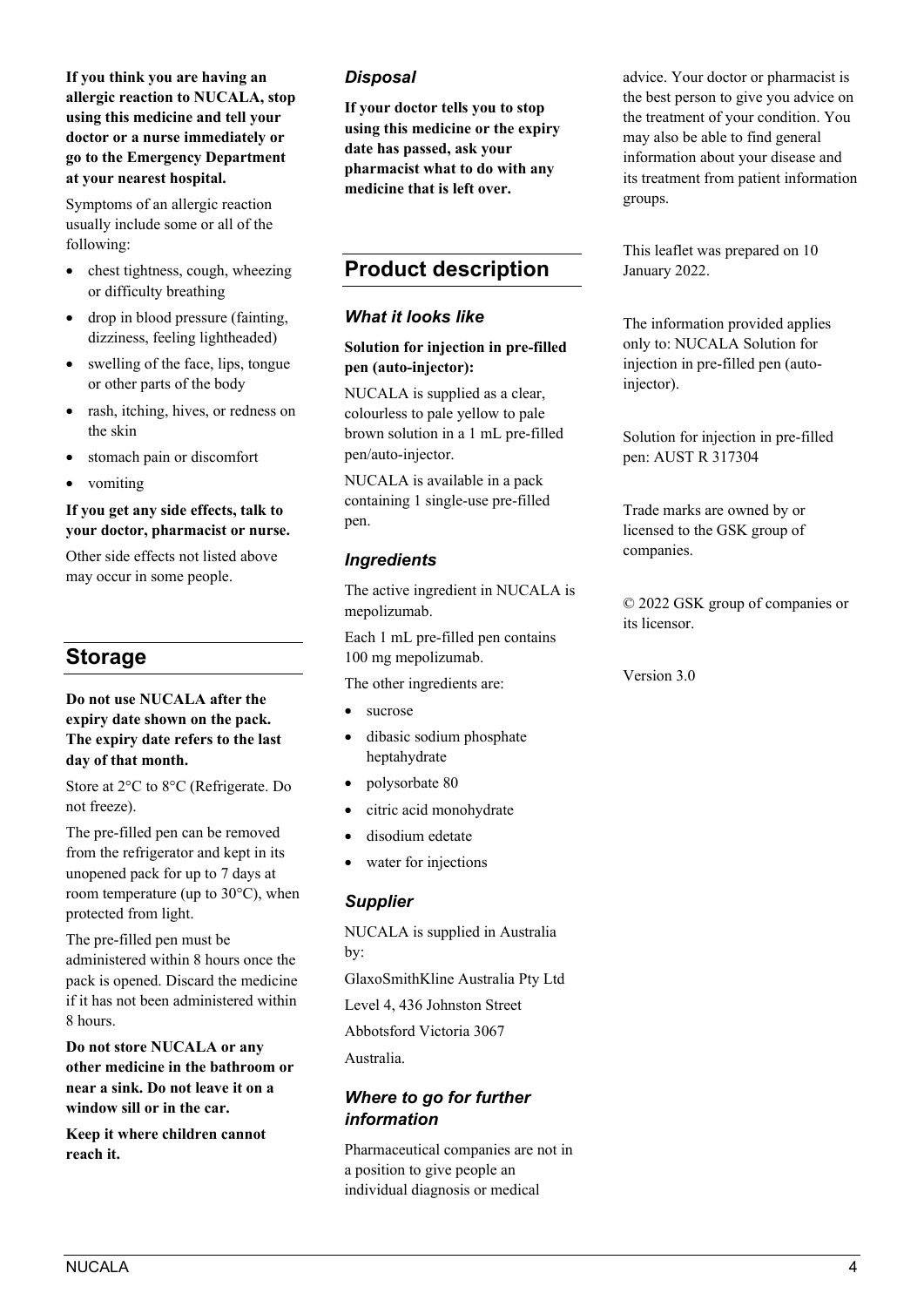**If you think you are having an allergic reaction to NUCALA, stop using this medicine and tell your doctor or a nurse immediately or go to the Emergency Department at your nearest hospital.**

Symptoms of an allergic reaction usually include some or all of the following:

- chest tightness, cough, wheezing or difficulty breathing
- drop in blood pressure (fainting, dizziness, feeling lightheaded)
- swelling of the face, lips, tongue or other parts of the body
- rash, itching, hives, or redness on the skin
- stomach pain or discomfort
- vomiting

**If you get any side effects, talk to your doctor, pharmacist or nurse.**

Other side effects not listed above may occur in some people.

## Storage

**Do not use NUCALA after the expiry date shown on the pack. The expiry date refers to the last day of that month.**

Store at 2°C to 8°C (Refrigerate. Do not freeze).

The pre-filled pen can be removed from the refrigerator and kept in its unopened pack for up to 7 days at room temperature (up to 30°C), when protected from light.

The pre-filled pen must be administered within 8 hours once the pack is opened. Discard the medicine if it has not been administered within 8 hours.

**Do not store NUCALA or any other medicine in the bathroom or near a sink. Do not leave it on a window sill or in the car.**

**Keep it where children cannot reach it.**

### *Disposal*

**If your doctor tells you to stop using this medicine or the expiry date has passed, ask your pharmacist what to do with any medicine that is left over.**

## Product description

### *What it looks like*

**Solution for injection in pre-filled pen (auto-injector):**

NUCALA is supplied as a clear, colourless to pale yellow to pale brown solution in a 1 mL pre-filled pen/auto-injector.

NUCALA is available in a pack containing 1 single-use pre-filled pen.

### *Ingredients*

The active ingredient in NUCALA is mepolizumab.

Each 1 mL pre-filled pen contains 100 mg mepolizumab.

The other ingredients are:

- sucrose
- dibasic sodium phosphate heptahydrate
- polysorbate 80
- citric acid monohydrate
- disodium edetate
- water for injections

### *Supplier*

NUCALA is supplied in Australia by:

GlaxoSmithKline Australia Pty Ltd

Level 4, 436 Johnston Street

Abbotsford Victoria 3067

Australia.

### *Where to go for further information*

Pharmaceutical companies are not in a position to give people an individual diagnosis or medical advice. Your doctor or pharmacist is the best person to give you advice on the treatment of your condition. You may also be able to find general information about your disease and its treatment from patient information groups.

This leaflet was prepared on 10 January 2022.

The information provided applies only to: NUCALA Solution for injection in pre-filled pen (auto-injector).

Solution for injection in pre-filled pen: AUST R 317304

Trade marks are owned by or licensed to the GSK group of companies.

© 2022 GSK group of companies or its licensor.

Version 3.0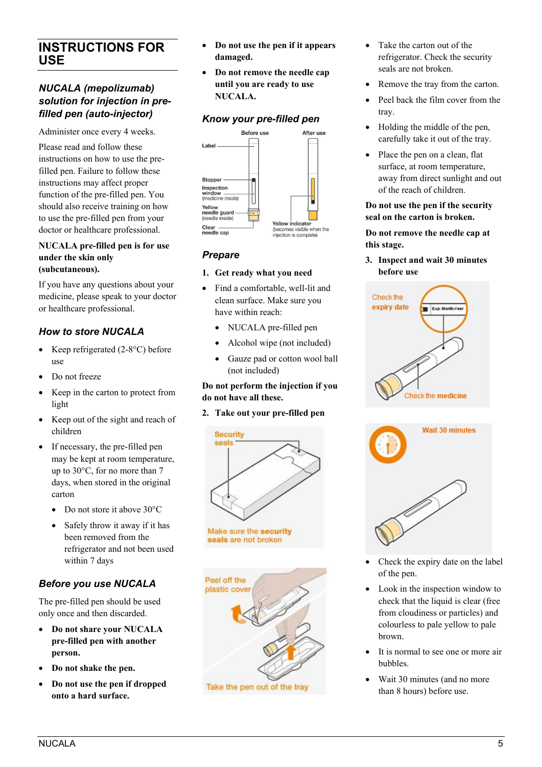# INSTRUCTIONS FOR USE

### *NUCALA (mepolizumab) solution for injection in pre-filled pen (auto-injector)*

Administer once every 4 weeks.

Please read and follow these instructions on how to use the pre-filled pen. Failure to follow these instructions may affect proper function of the pre-filled pen. You should also receive training on how to use the pre-filled pen from your doctor or healthcare professional.

**NUCALA pre-filled pen is for use under the skin only (subcutaneous).**

If you have any questions about your medicine, please speak to your doctor or healthcare professional.

### *How to store NUCALA*

- Keep refrigerated (2-8°C) before use
- Do not freeze
- Keep in the carton to protect from light
- Keep out of the sight and reach of children
- If necessary, the pre-filled pen may be kept at room temperature, up to 30°C, for no more than 7 days, when stored in the original carton
  - Do not store it above 30°C
  - Safely throw it away if it has been removed from the refrigerator and not been used within 7 days

### *Before you use NUCALA*

The pre-filled pen should be used only once and then discarded.

- **Do not share your NUCALA pre-filled pen with another person.**
- **Do not shake the pen.**
- **Do not use the pen if dropped onto a hard surface.**
- **Do not use the pen if it appears damaged.**
- **Do not remove the needle cap until you are ready to use NUCALA.**

### *Know your pre-filled pen*

Before use
After use
Label
Stopper
Inspection window (medicine inside)
Yellow needle guard (needle inside)
Clear needle cap
Yellow indicator (becomes visible when the injection is complete)

### *Prepare*

**1. Get ready what you need**

- Find a comfortable, well-lit and clean surface. Make sure you have within reach:
  - NUCALA pre-filled pen
  - Alcohol wipe (not included)
  - Gauze pad or cotton wool ball (not included)

**Do not perform the injection if you do not have all these.**

**2. Take out your pre-filled pen**

Security seals
Make sure the security seals are not broken

Peel off the plastic cover
Take the pen out of the tray

- Take the carton out of the refrigerator. Check the security seals are not broken.
- Remove the tray from the carton.
- Peel back the film cover from the tray.
- Holding the middle of the pen, carefully take it out of the tray.
- Place the pen on a clean, flat surface, at room temperature, away from direct sunlight and out of the reach of children.

**Do not use the pen if the security seal on the carton is broken.**

**Do not remove the needle cap at this stage.**

**3. Inspect and wait 30 minutes before use**

Check the expiry date
Exp: Month-Year
Check the medicine

Wait 30 minutes

- Check the expiry date on the label of the pen.
- Look in the inspection window to check that the liquid is clear (free from cloudiness or particles) and colourless to pale yellow to pale brown.
- It is normal to see one or more air bubbles.
- Wait 30 minutes (and no more than 8 hours) before use.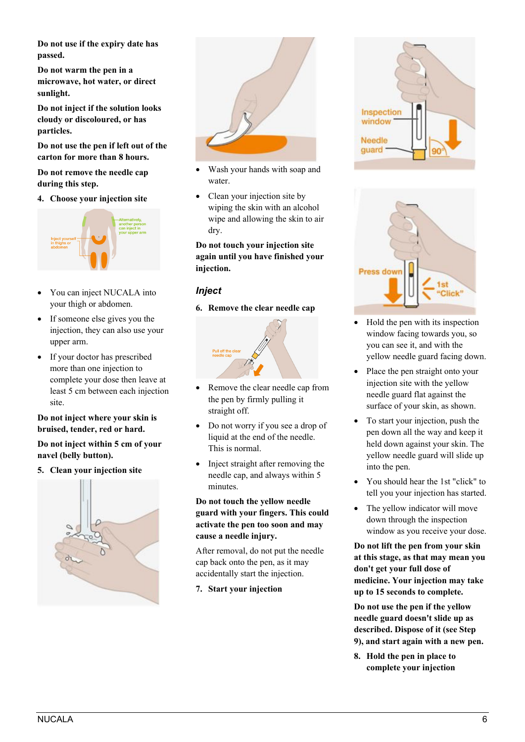**Do not use if the expiry date has passed.**

**Do not warm the pen in a microwave, hot water, or direct sunlight.**

**Do not inject if the solution looks cloudy or discoloured, or has particles.**

**Do not use the pen if left out of the carton for more than 8 hours.**

**Do not remove the needle cap during this step.**

**4. Choose your injection site**

- You can inject NUCALA into your thigh or abdomen.
- If someone else gives you the injection, they can also use your upper arm.
- If your doctor has prescribed more than one injection to complete your dose then leave at least 5 cm between each injection site.

**Do not inject where your skin is bruised, tender, red or hard.**

**Do not inject within 5 cm of your navel (belly button).**

**5. Clean your injection site**

- Wash your hands with soap and water.
- Clean your injection site by wiping the skin with an alcohol wipe and allowing the skin to air dry.

**Do not touch your injection site again until you have finished your injection.**

### *Inject*

**6. Remove the clear needle cap**

- Remove the clear needle cap from the pen by firmly pulling it straight off.
- Do not worry if you see a drop of liquid at the end of the needle. This is normal.
- Inject straight after removing the needle cap, and always within 5 minutes.

**Do not touch the yellow needle guard with your fingers. This could activate the pen too soon and may cause a needle injury.**

After removal, do not put the needle cap back onto the pen, as it may accidentally start the injection.

**7. Start your injection**

- Hold the pen with its inspection window facing towards you, so you can see it, and with the yellow needle guard facing down.
- Place the pen straight onto your injection site with the yellow needle guard flat against the surface of your skin, as shown.
- To start your injection, push the pen down all the way and keep it held down against your skin. The yellow needle guard will slide up into the pen.
- You should hear the 1st "click" to tell you your injection has started.
- The yellow indicator will move down through the inspection window as you receive your dose.

**Do not lift the pen from your skin at this stage, as that may mean you don't get your full dose of medicine. Your injection may take up to 15 seconds to complete.**

**Do not use the pen if the yellow needle guard doesn't slide up as described. Dispose of it (see Step 9), and start again with a new pen.**

**8. Hold the pen in place to complete your injection**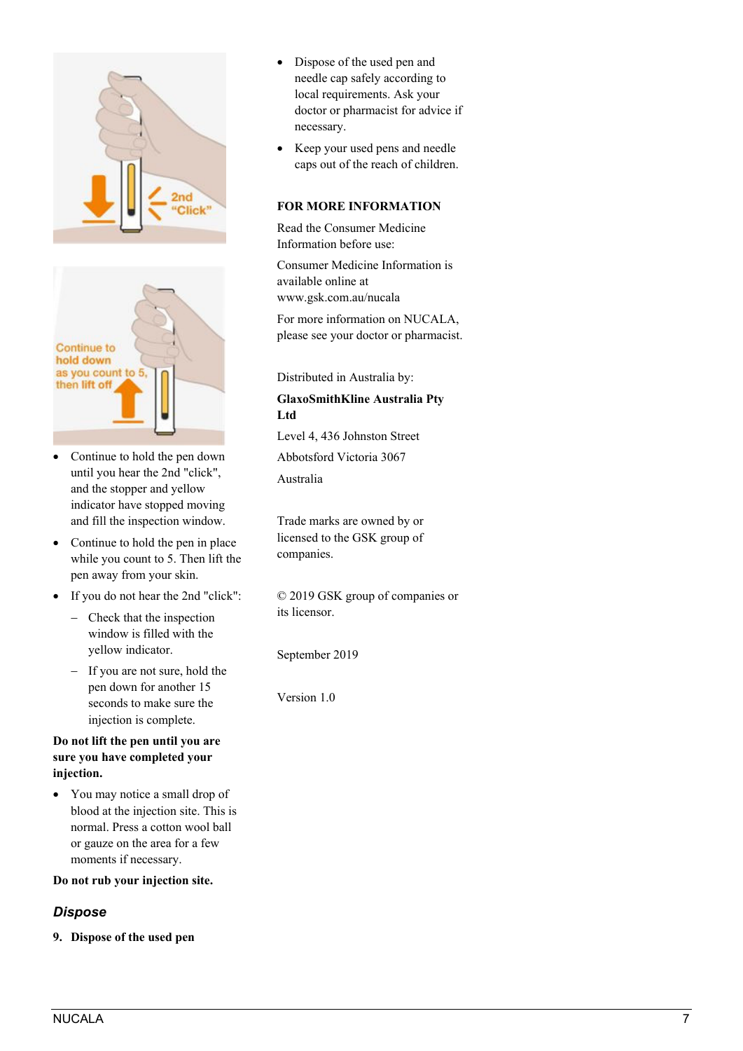- Continue to hold the pen down until you hear the 2nd "click", and the stopper and yellow indicator have stopped moving and fill the inspection window.
- Continue to hold the pen in place while you count to 5. Then lift the pen away from your skin.
- If you do not hear the 2nd "click":
  - Check that the inspection window is filled with the yellow indicator.
  - If you are not sure, hold the pen down for another 15 seconds to make sure the injection is complete.

**Do not lift the pen until you are sure you have completed your injection.**

- You may notice a small drop of blood at the injection site. This is normal. Press a cotton wool ball or gauze on the area for a few moments if necessary.

**Do not rub your injection site.**

### *Dispose*

**9. Dispose of the used pen**

- Dispose of the used pen and needle cap safely according to local requirements. Ask your doctor or pharmacist for advice if necessary.
- Keep your used pens and needle caps out of the reach of children.

## FOR MORE INFORMATION

Read the Consumer Medicine Information before use:

Consumer Medicine Information is available online at www.gsk.com.au/nucala

For more information on NUCALA, please see your doctor or pharmacist.

Distributed in Australia by:

**GlaxoSmithKline Australia Pty Ltd**

Level 4, 436 Johnston Street

Abbotsford Victoria 3067

Australia

Trade marks are owned by or licensed to the GSK group of companies.

© 2019 GSK group of companies or its licensor.

September 2019

Version 1.0